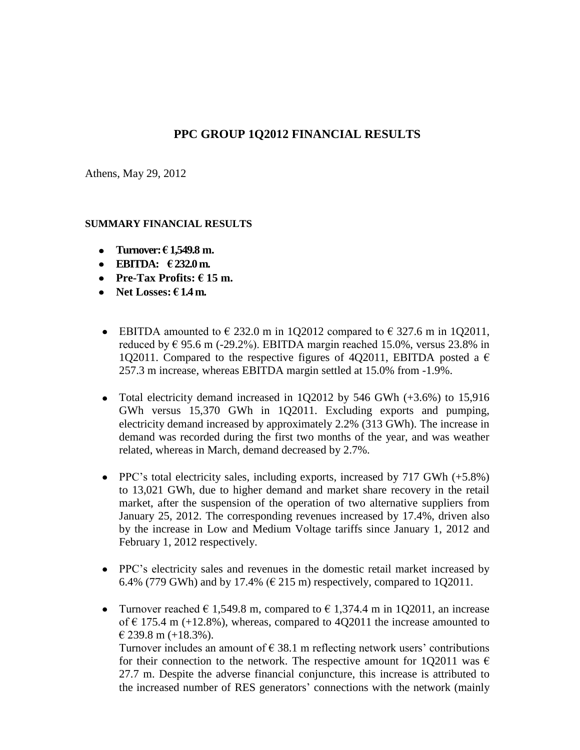# PPC GROUP 1Q2012 FINANCIAL RESULTS

Athens, May 29, 2012

## SUMMARY FINANCIAL RESULTS

- **Turnover: € 1,549.8 m.**
- **EBITDA: € 232.0 m.**
- **Pre-Tax Profits: € 15 m.**
- **Net Losses: € 1.4 m.**

- EBITDA amounted to € 232.0 m in 1Q2012 compared to € 327.6 m in 1Q2011, reduced by € 95.6 m (-29.2%). EBITDA margin reached 15.0%, versus 23.8% in 1Q2011. Compared to the respective figures of 4Q2011, EBITDA posted a € 257.3 m increase, whereas EBITDA margin settled at 15.0% from -1.9%.

- Total electricity demand increased in 1Q2012 by 546 GWh (+3.6%) to 15,916 GWh versus 15,370 GWh in 1Q2011. Excluding exports and pumping, electricity demand increased by approximately 2.2% (313 GWh). The increase in demand was recorded during the first two months of the year, and was weather related, whereas in March, demand decreased by 2.7%.

- PPC's total electricity sales, including exports, increased by 717 GWh (+5.8%) to 13,021 GWh, due to higher demand and market share recovery in the retail market, after the suspension of the operation of two alternative suppliers from January 25, 2012. The corresponding revenues increased by 17.4%, driven also by the increase in Low and Medium Voltage tariffs since January 1, 2012 and February 1, 2012 respectively.

- PPC's electricity sales and revenues in the domestic retail market increased by 6.4% (779 GWh) and by 17.4% (€ 215 m) respectively, compared to 1Q2011.

- Turnover reached € 1,549.8 m, compared to € 1,374.4 m in 1Q2011, an increase of € 175.4 m (+12.8%), whereas, compared to 4Q2011 the increase amounted to € 239.8 m (+18.3%).
  Turnover includes an amount of € 38.1 m reflecting network users' contributions for their connection to the network. The respective amount for 1Q2011 was € 27.7 m. Despite the adverse financial conjuncture, this increase is attributed to the increased number of RES generators' connections with the network (mainly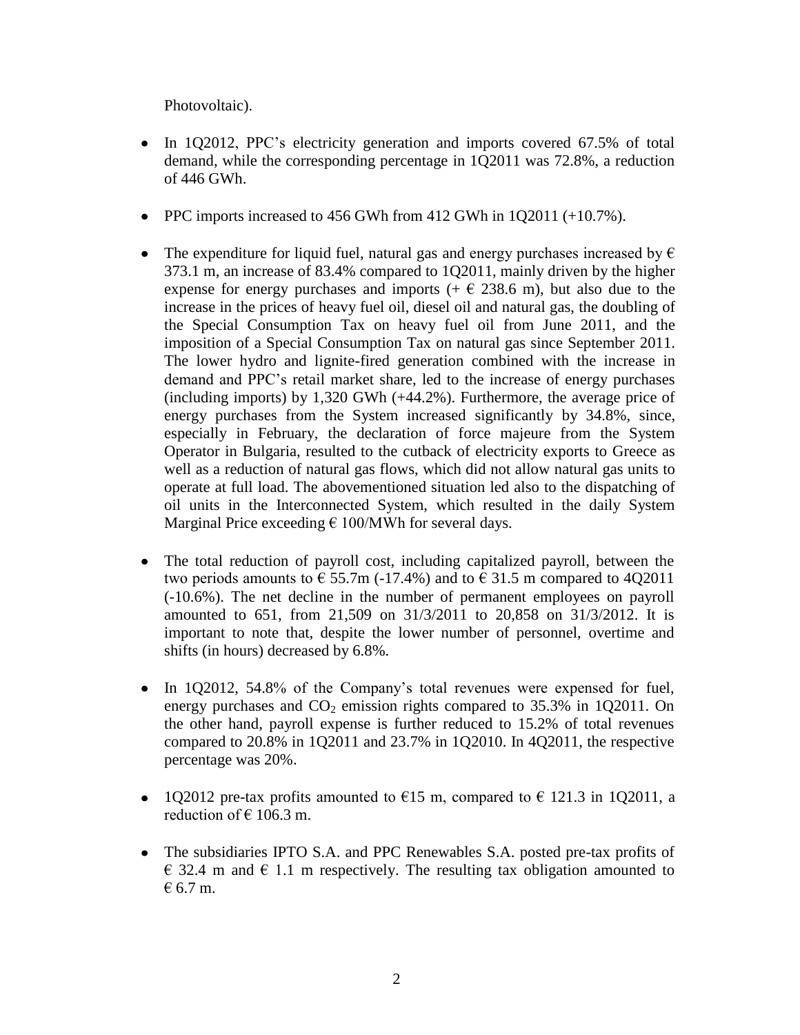Photovoltaic).

- In 1Q2012, PPC's electricity generation and imports covered 67.5% of total demand, while the corresponding percentage in 1Q2011 was 72.8%, a reduction of 446 GWh.

- PPC imports increased to 456 GWh from 412 GWh in 1Q2011 (+10.7%).

- The expenditure for liquid fuel, natural gas and energy purchases increased by € 373.1 m, an increase of 83.4% compared to 1Q2011, mainly driven by the higher expense for energy purchases and imports (+ € 238.6 m), but also due to the increase in the prices of heavy fuel oil, diesel oil and natural gas, the doubling of the Special Consumption Tax on heavy fuel oil from June 2011, and the imposition of a Special Consumption Tax on natural gas since September 2011. The lower hydro and lignite-fired generation combined with the increase in demand and PPC's retail market share, led to the increase of energy purchases (including imports) by 1,320 GWh (+44.2%). Furthermore, the average price of energy purchases from the System increased significantly by 34.8%, since, especially in February, the declaration of force majeure from the System Operator in Bulgaria, resulted to the cutback of electricity exports to Greece as well as a reduction of natural gas flows, which did not allow natural gas units to operate at full load. The abovementioned situation led also to the dispatching of oil units in the Interconnected System, which resulted in the daily System Marginal Price exceeding € 100/MWh for several days.

- The total reduction of payroll cost, including capitalized payroll, between the two periods amounts to € 55.7m (-17.4%) and to € 31.5 m compared to 4Q2011 (-10.6%). The net decline in the number of permanent employees on payroll amounted to 651, from 21,509 on 31/3/2011 to 20,858 on 31/3/2012. It is important to note that, despite the lower number of personnel, overtime and shifts (in hours) decreased by 6.8%.

- In 1Q2012, 54.8% of the Company's total revenues were expensed for fuel, energy purchases and $CO_2$ emission rights compared to 35.3% in 1Q2011. On the other hand, payroll expense is further reduced to 15.2% of total revenues compared to 20.8% in 1Q2011 and 23.7% in 1Q2010. In 4Q2011, the respective percentage was 20%.

- 1Q2012 pre-tax profits amounted to €15 m, compared to € 121.3 in 1Q2011, a reduction of € 106.3 m.

- The subsidiaries IPTO S.A. and PPC Renewables S.A. posted pre-tax profits of € 32.4 m and € 1.1 m respectively. The resulting tax obligation amounted to € 6.7 m.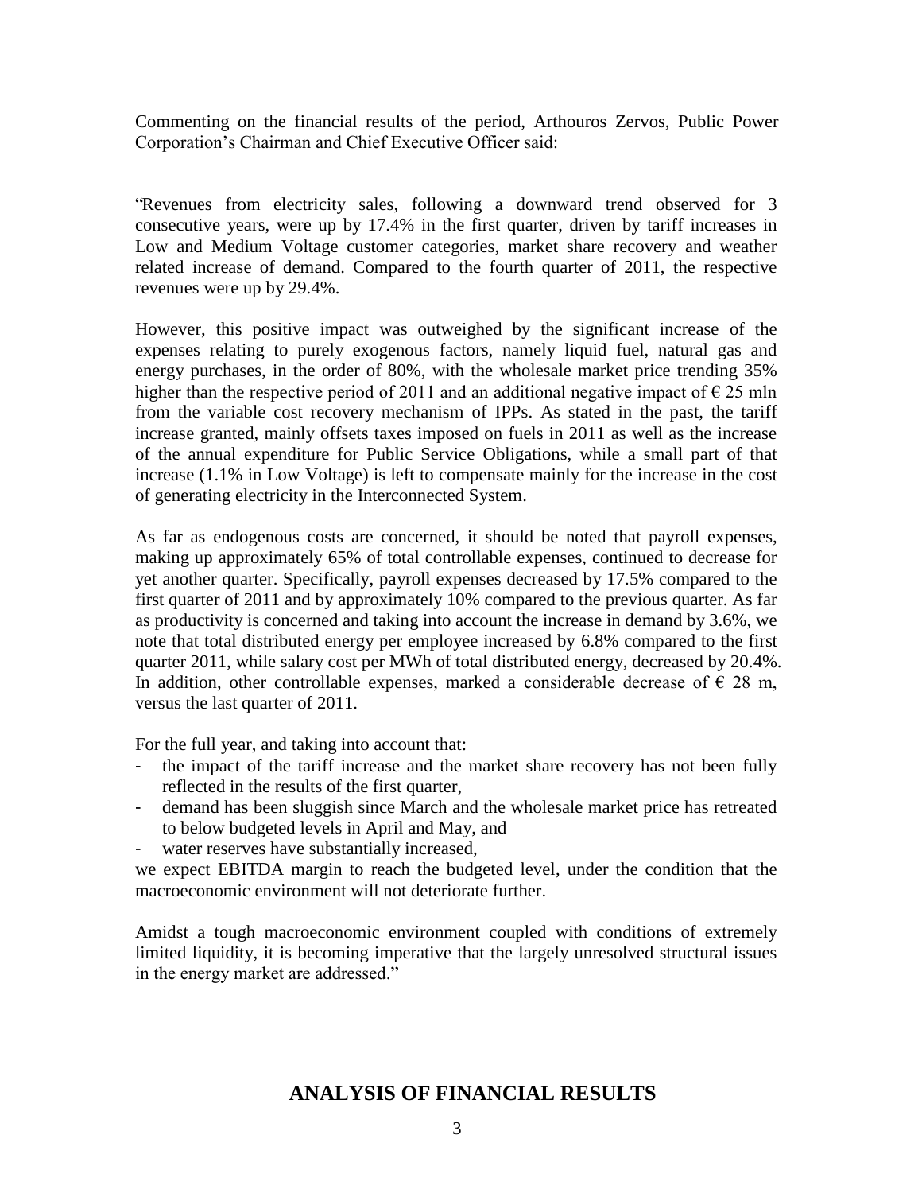Commenting on the financial results of the period, Arthouros Zervos, Public Power Corporation's Chairman and Chief Executive Officer said:

"Revenues from electricity sales, following a downward trend observed for 3 consecutive years, were up by 17.4% in the first quarter, driven by tariff increases in Low and Medium Voltage customer categories, market share recovery and weather related increase of demand. Compared to the fourth quarter of 2011, the respective revenues were up by 29.4%.

However, this positive impact was outweighed by the significant increase of the expenses relating to purely exogenous factors, namely liquid fuel, natural gas and energy purchases, in the order of 80%, with the wholesale market price trending 35% higher than the respective period of 2011 and an additional negative impact of € 25 mln from the variable cost recovery mechanism of IPPs. As stated in the past, the tariff increase granted, mainly offsets taxes imposed on fuels in 2011 as well as the increase of the annual expenditure for Public Service Obligations, while a small part of that increase (1.1% in Low Voltage) is left to compensate mainly for the increase in the cost of generating electricity in the Interconnected System.

As far as endogenous costs are concerned, it should be noted that payroll expenses, making up approximately 65% of total controllable expenses, continued to decrease for yet another quarter. Specifically, payroll expenses decreased by 17.5% compared to the first quarter of 2011 and by approximately 10% compared to the previous quarter. As far as productivity is concerned and taking into account the increase in demand by 3.6%, we note that total distributed energy per employee increased by 6.8% compared to the first quarter 2011, while salary cost per MWh of total distributed energy, decreased by 20.4%. In addition, other controllable expenses, marked a considerable decrease of € 28 m, versus the last quarter of 2011.

For the full year, and taking into account that:

- the impact of the tariff increase and the market share recovery has not been fully reflected in the results of the first quarter,
- demand has been sluggish since March and the wholesale market price has retreated to below budgeted levels in April and May, and
- water reserves have substantially increased,

we expect EBITDA margin to reach the budgeted level, under the condition that the macroeconomic environment will not deteriorate further.

Amidst a tough macroeconomic environment coupled with conditions of extremely limited liquidity, it is becoming imperative that the largely unresolved structural issues in the energy market are addressed."

## ANALYSIS OF FINANCIAL RESULTS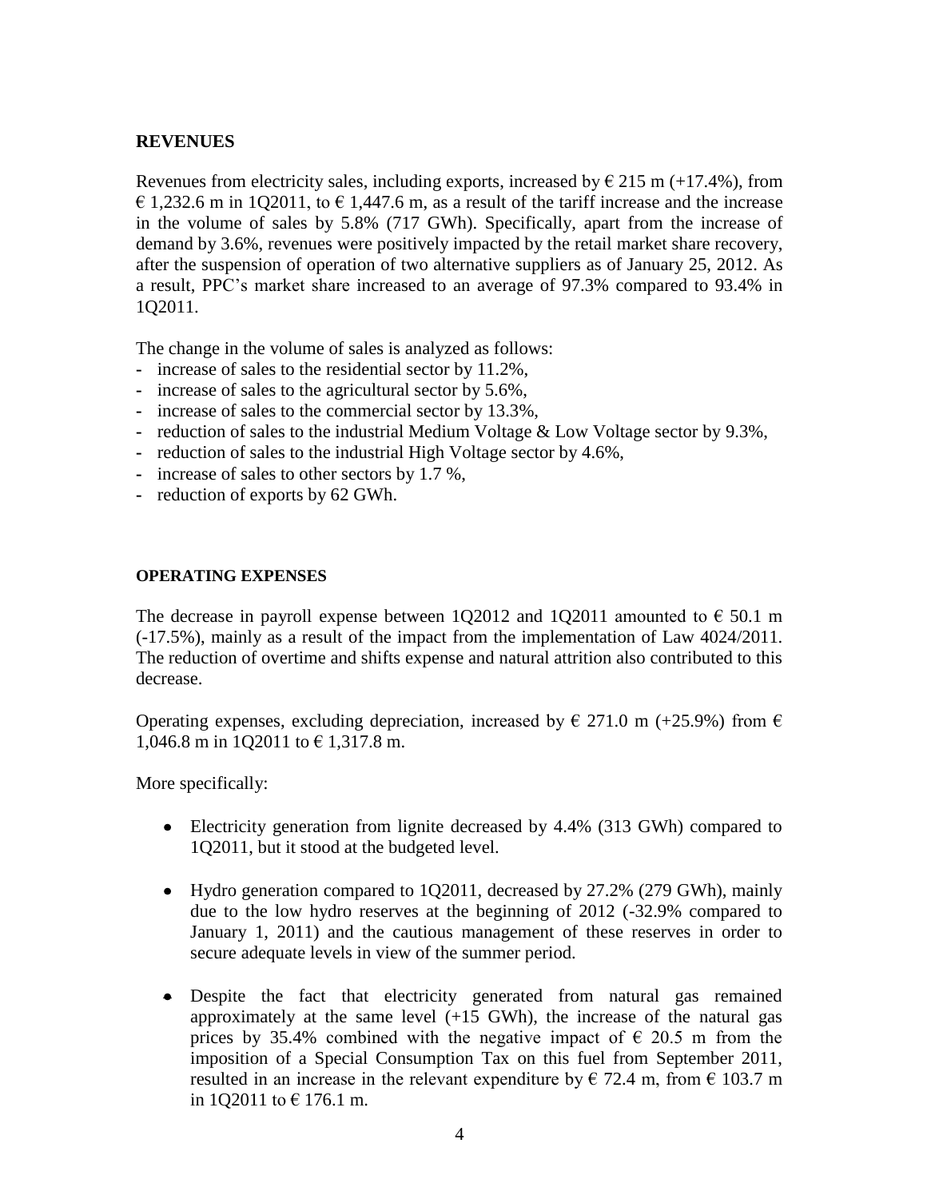## REVENUES

Revenues from electricity sales, including exports, increased by € 215 m (+17.4%), from € 1,232.6 m in 1Q2011, to € 1,447.6 m, as a result of the tariff increase and the increase in the volume of sales by 5.8% (717 GWh). Specifically, apart from the increase of demand by 3.6%, revenues were positively impacted by the retail market share recovery, after the suspension of operation of two alternative suppliers as of January 25, 2012. As a result, PPC's market share increased to an average of 97.3% compared to 93.4% in 1Q2011.

The change in the volume of sales is analyzed as follows:

- increase of sales to the residential sector by 11.2%,
- increase of sales to the agricultural sector by 5.6%,
- increase of sales to the commercial sector by 13.3%,
- reduction of sales to the industrial Medium Voltage & Low Voltage sector by 9.3%,
- reduction of sales to the industrial High Voltage sector by 4.6%,
- increase of sales to other sectors by 1.7 %,
- reduction of exports by 62 GWh.

### OPERATING EXPENSES

The decrease in payroll expense between 1Q2012 and 1Q2011 amounted to € 50.1 m (-17.5%), mainly as a result of the impact from the implementation of Law 4024/2011. The reduction of overtime and shifts expense and natural attrition also contributed to this decrease.

Operating expenses, excluding depreciation, increased by € 271.0 m (+25.9%) from € 1,046.8 m in 1Q2011 to € 1,317.8 m.

More specifically:

- Electricity generation from lignite decreased by 4.4% (313 GWh) compared to 1Q2011, but it stood at the budgeted level.
- Hydro generation compared to 1Q2011, decreased by 27.2% (279 GWh), mainly due to the low hydro reserves at the beginning of 2012 (-32.9% compared to January 1, 2011) and the cautious management of these reserves in order to secure adequate levels in view of the summer period.
- Despite the fact that electricity generated from natural gas remained approximately at the same level (+15 GWh), the increase of the natural gas prices by 35.4% combined with the negative impact of € 20.5 m from the imposition of a Special Consumption Tax on this fuel from September 2011, resulted in an increase in the relevant expenditure by € 72.4 m, from € 103.7 m in 1Q2011 to € 176.1 m.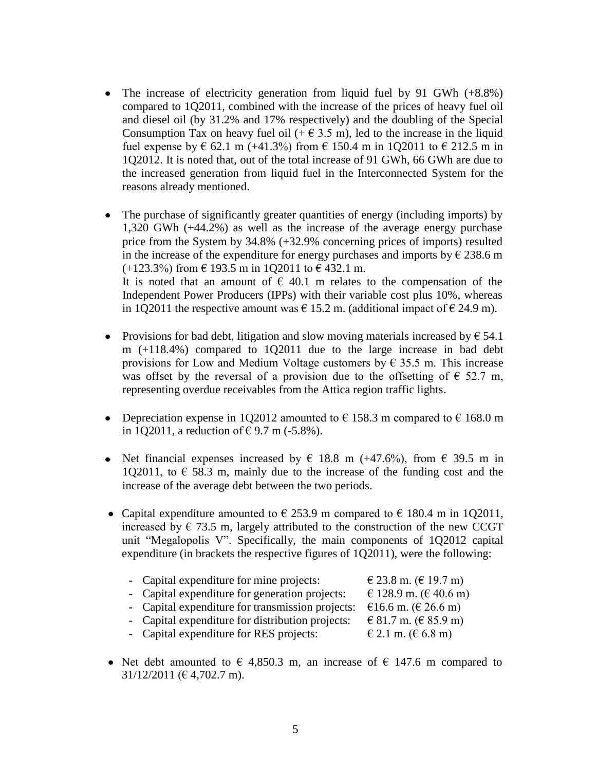- The increase of electricity generation from liquid fuel by 91 GWh (+8.8%) compared to 1Q2011, combined with the increase of the prices of heavy fuel oil and diesel oil (by 31.2% and 17% respectively) and the doubling of the Special Consumption Tax on heavy fuel oil (+ € 3.5 m), led to the increase in the liquid fuel expense by € 62.1 m (+41.3%) from € 150.4 m in 1Q2011 to € 212.5 m in 1Q2012. It is noted that, out of the total increase of 91 GWh, 66 GWh are due to the increased generation from liquid fuel in the Interconnected System for the reasons already mentioned.

- The purchase of significantly greater quantities of energy (including imports) by 1,320 GWh (+44.2%) as well as the increase of the average energy purchase price from the System by 34.8% (+32.9% concerning prices of imports) resulted in the increase of the expenditure for energy purchases and imports by € 238.6 m (+123.3%) from € 193.5 m in 1Q2011 to € 432.1 m.
  It is noted that an amount of € 40.1 m relates to the compensation of the Independent Power Producers (IPPs) with their variable cost plus 10%, whereas in 1Q2011 the respective amount was € 15.2 m. (additional impact of € 24.9 m).

- Provisions for bad debt, litigation and slow moving materials increased by € 54.1 m (+118.4%) compared to 1Q2011 due to the large increase in bad debt provisions for Low and Medium Voltage customers by € 35.5 m. This increase was offset by the reversal of a provision due to the offsetting of € 52.7 m, representing overdue receivables from the Attica region traffic lights.

- Depreciation expense in 1Q2012 amounted to € 158.3 m compared to € 168.0 m in 1Q2011, a reduction of € 9.7 m (-5.8%).

- Net financial expenses increased by € 18.8 m (+47.6%), from € 39.5 m in 1Q2011, to € 58.3 m, mainly due to the increase of the funding cost and the increase of the average debt between the two periods.

- Capital expenditure amounted to € 253.9 m compared to € 180.4 m in 1Q2011, increased by € 73.5 m, largely attributed to the construction of the new CCGT unit "Megalopolis V". Specifically, the main components of 1Q2012 capital expenditure (in brackets the respective figures of 1Q2011), were the following:

  - Capital expenditure for mine projects: € 23.8 m. (€ 19.7 m)
  - Capital expenditure for generation projects: € 128.9 m. (€ 40.6 m)
  - Capital expenditure for transmission projects: €16.6 m. (€ 26.6 m)
  - Capital expenditure for distribution projects: € 81.7 m. (€ 85.9 m)
  - Capital expenditure for RES projects: € 2.1 m. (€ 6.8 m)

- Net debt amounted to € 4,850.3 m, an increase of € 147.6 m compared to 31/12/2011 (€ 4,702.7 m).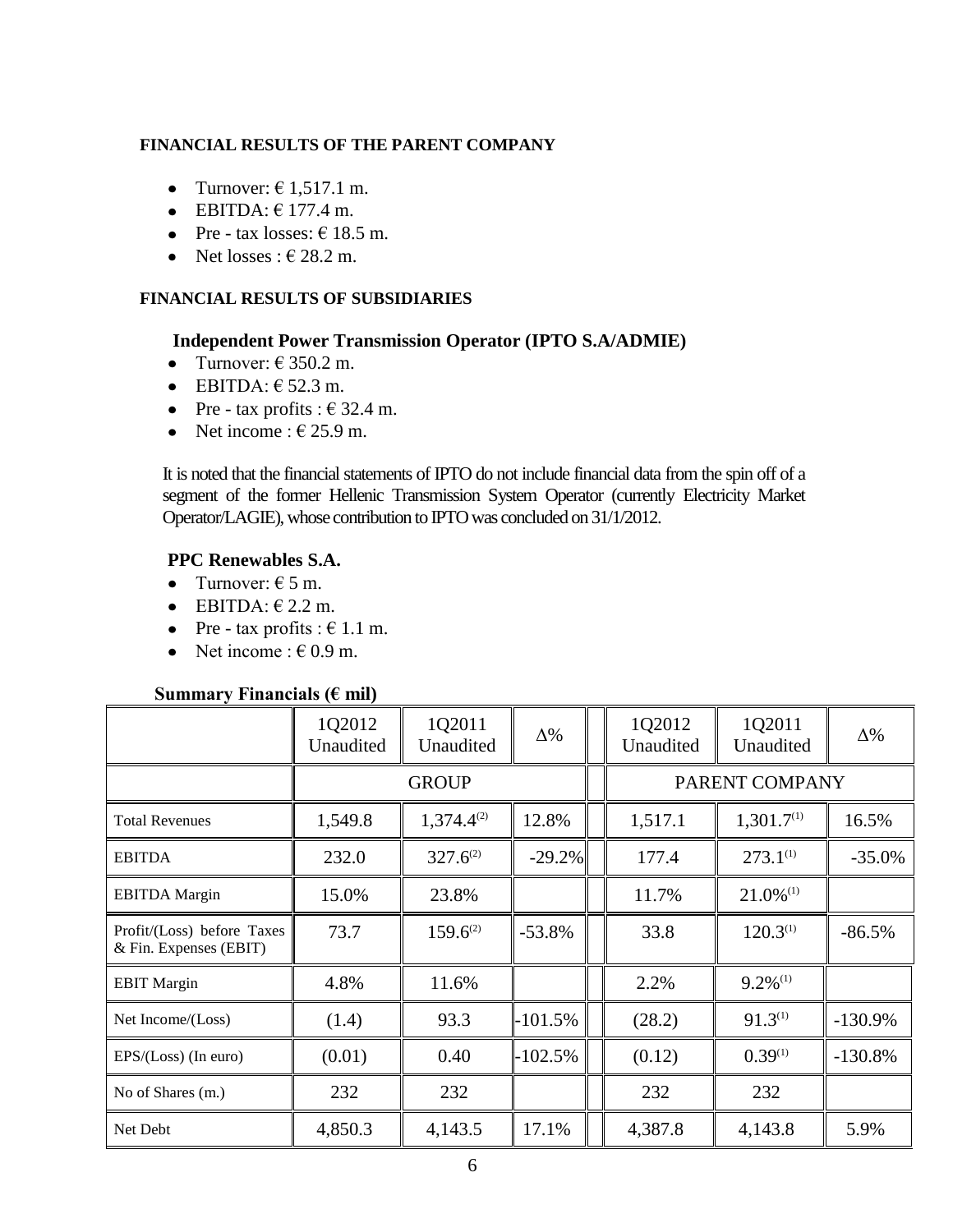**FINANCIAL RESULTS OF THE PARENT COMPANY**

- Turnover: € 1,517.1 m.
- EBITDA: € 177.4 m.
- Pre - tax losses: € 18.5 m.
- Net losses : € 28.2 m.

**FINANCIAL RESULTS OF SUBSIDIARIES**

**Independent Power Transmission Operator (IPTO S.A/ADMIE)**

- Turnover: € 350.2 m.
- EBITDA: € 52.3 m.
- Pre - tax profits : € 32.4 m.
- Net income : € 25.9 m.

It is noted that the financial statements of IPTO do not include financial data from the spin off of a segment of the former Hellenic Transmission System Operator (currently Electricity Market Operator/LAGIE), whose contribution to IPTO was concluded on 31/1/2012.

**PPC Renewables S.A.**

- Turnover: € 5 m.
- EBITDA: € 2.2 m.
- Pre - tax profits : € 1.1 m.
- Net income : € 0.9 m.

**Summary Financials (€ mil)**

| | 1Q2012 Unaudited | 1Q2011 Unaudited | Δ% | | 1Q2012 Unaudited | 1Q2011 Unaudited | Δ% |
|---|---|---|---|---|---|---|---|
| | GROUP | | | | PARENT COMPANY | | |
| Total Revenues | 1,549.8 | 1,374.4(2) | 12.8% | | 1,517.1 | 1,301.7(1) | 16.5% |
| EBITDA | 232.0 | 327.6(2) | -29.2% | | 177.4 | 273.1(1) | -35.0% |
| EBITDA Margin | 15.0% | 23.8% | | | 11.7% | 21.0%(1) | |
| Profit/(Loss) before Taxes & Fin. Expenses (EBIT) | 73.7 | 159.6(2) | -53.8% | | 33.8 | 120.3(1) | -86.5% |
| EBIT Margin | 4.8% | 11.6% | | | 2.2% | 9.2%(1) | |
| Net Income/(Loss) | (1.4) | 93.3 | -101.5% | | (28.2) | 91.3(1) | -130.9% |
| EPS/(Loss) (In euro) | (0.01) | 0.40 | -102.5% | | (0.12) | 0.39(1) | -130.8% |
| No of Shares (m.) | 232 | 232 | | | 232 | 232 | |
| Net Debt | 4,850.3 | 4,143.5 | 17.1% | | 4,387.8 | 4,143.8 | 5.9% |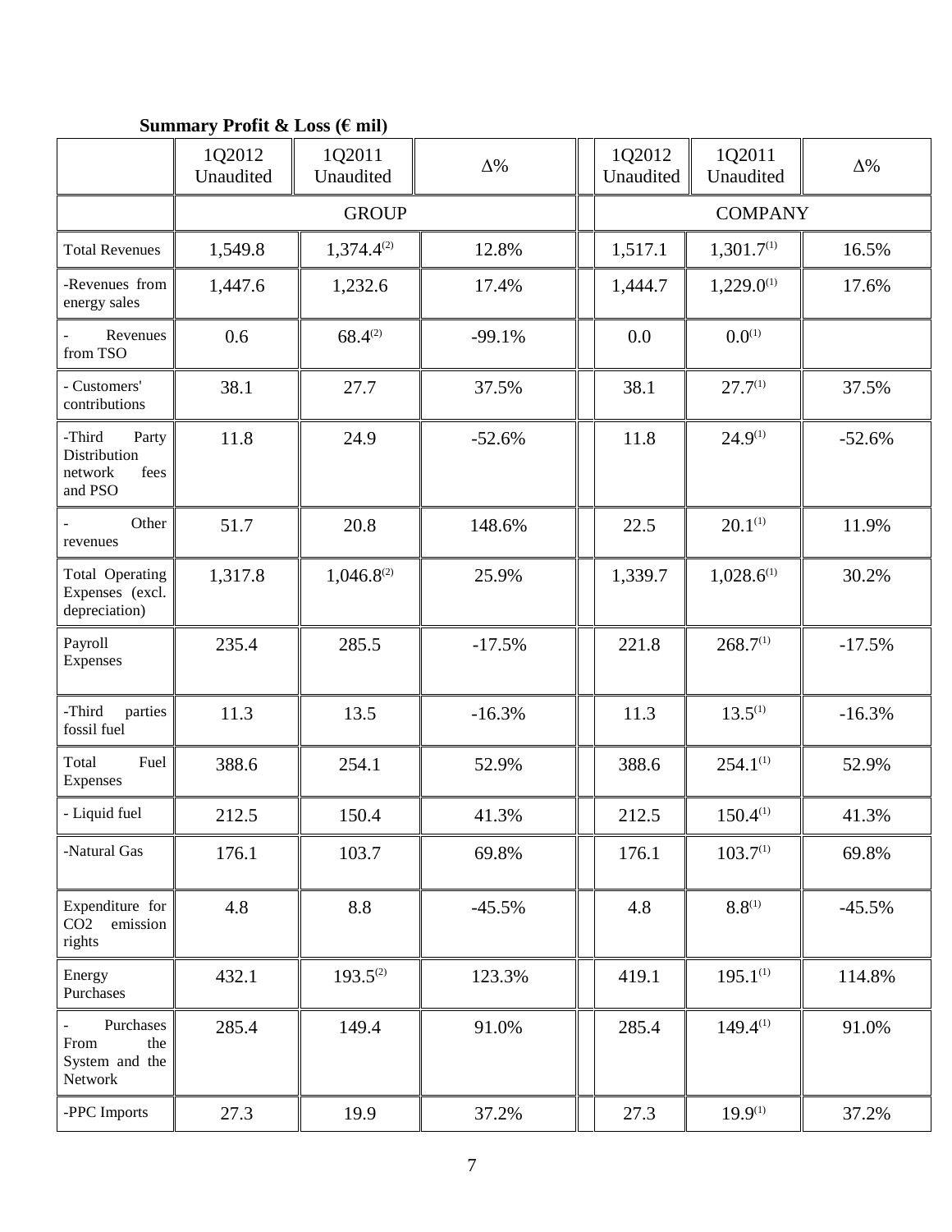**Summary Profit & Loss (€ mil)**

| | 1Q2012 Unaudited | 1Q2011 Unaudited | Δ% | 1Q2012 Unaudited | 1Q2011 Unaudited | Δ% |
|---|---|---|---|---|---|---|
| | GROUP | | | COMPANY | | |
| Total Revenues | 1,549.8 | 1,374.4[2] | 12.8% | 1,517.1 | 1,301.7[1] | 16.5% |
| -Revenues from energy sales | 1,447.6 | 1,232.6 | 17.4% | 1,444.7 | 1,229.0[1] | 17.6% |
| - Revenues from TSO | 0.6 | 68.4[2] | -99.1% | 0.0 | 0.0[1] | |
| - Customers' contributions | 38.1 | 27.7 | 37.5% | 38.1 | 27.7[1] | 37.5% |
| -Third Party Distribution network fees and PSO | 11.8 | 24.9 | -52.6% | 11.8 | 24.9[1] | -52.6% |
| - Other revenues | 51.7 | 20.8 | 148.6% | 22.5 | 20.1[1] | 11.9% |
| Total Operating Expenses (excl. depreciation) | 1,317.8 | 1,046.8[2] | 25.9% | 1,339.7 | 1,028.6[1] | 30.2% |
| Payroll Expenses | 235.4 | 285.5 | -17.5% | 221.8 | 268.7[1] | -17.5% |
| -Third parties fossil fuel | 11.3 | 13.5 | -16.3% | 11.3 | 13.5[1] | -16.3% |
| Total Fuel Expenses | 388.6 | 254.1 | 52.9% | 388.6 | 254.1[1] | 52.9% |
| - Liquid fuel | 212.5 | 150.4 | 41.3% | 212.5 | 150.4[1] | 41.3% |
| -Natural Gas | 176.1 | 103.7 | 69.8% | 176.1 | 103.7[1] | 69.8% |
| Expenditure for $CO_2$ emission rights | 4.8 | 8.8 | -45.5% | 4.8 | 8.8[1] | -45.5% |
| Energy Purchases | 432.1 | 193.5[2] | 123.3% | 419.1 | 195.1[1] | 114.8% |
| - Purchases From the System and the Network | 285.4 | 149.4 | 91.0% | 285.4 | 149.4[1] | 91.0% |
| -PPC Imports | 27.3 | 19.9 | 37.2% | 27.3 | 19.9[1] | 37.2% |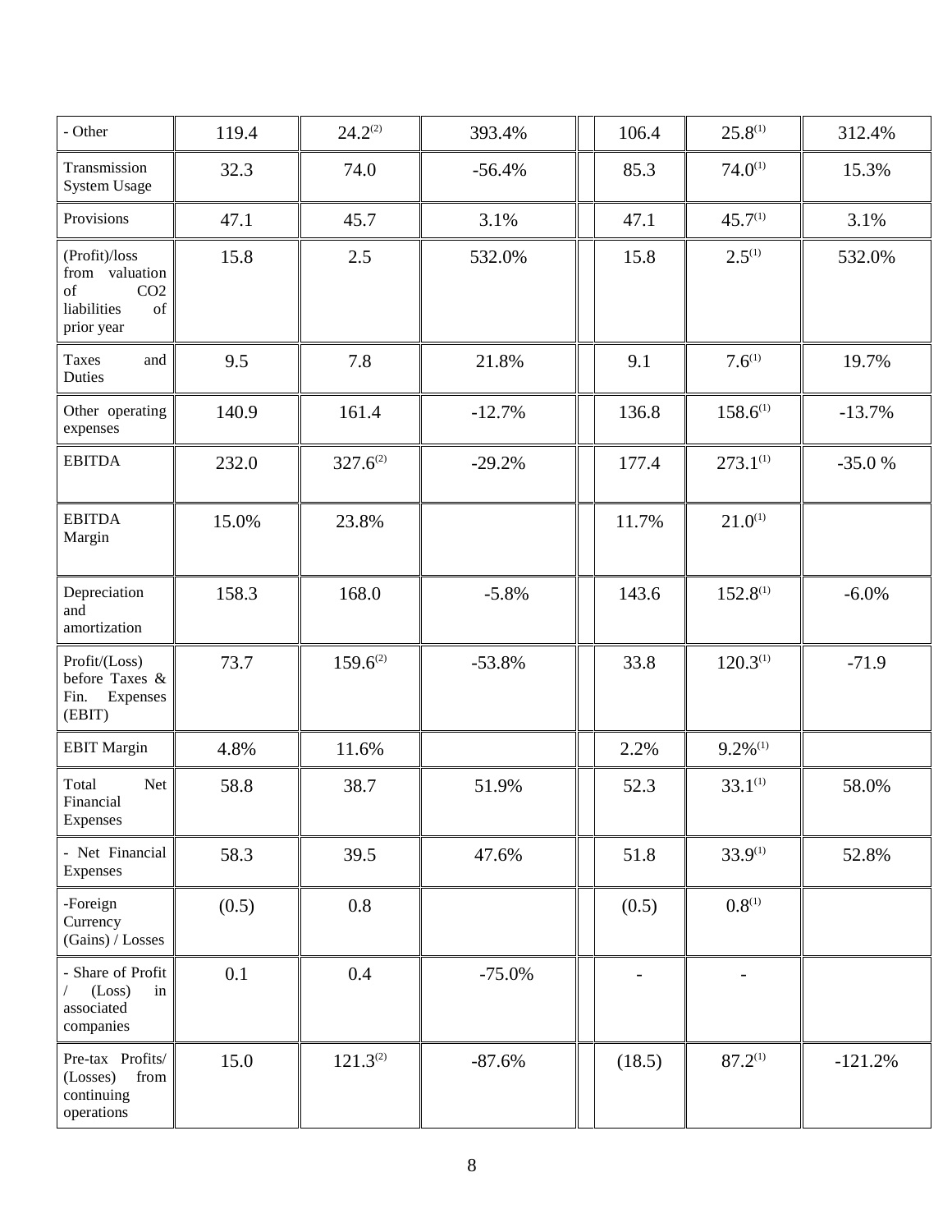| - Other | 119.4 | 24.2[(2)] | 393.4% | | 106.4 | 25.8[(1)] | 312.4% |
|---|---|---|---|---|---|---|---|
| Transmission System Usage | 32.3 | 74.0 | -56.4% | | 85.3 | 74.0[(1)] | 15.3% |
| Provisions | 47.1 | 45.7 | 3.1% | | 47.1 | 45.7[(1)] | 3.1% |
| (Profit)/loss from valuation of $CO_2$ liabilities of prior year | 15.8 | 2.5 | 532.0% | | 15.8 | 2.5[(1)] | 532.0% |
| Taxes and Duties | 9.5 | 7.8 | 21.8% | | 9.1 | 7.6[(1)] | 19.7% |
| Other operating expenses | 140.9 | 161.4 | -12.7% | | 136.8 | 158.6[(1)] | -13.7% |
| EBITDA | 232.0 | 327.6[(2)] | -29.2% | | 177.4 | 273.1[(1)] | -35.0 % |
| EBITDA Margin | 15.0% | 23.8% | | | 11.7% | 21.0[(1)] | |
| Depreciation and amortization | 158.3 | 168.0 | -5.8% | | 143.6 | 152.8[(1)] | -6.0% |
| Profit/(Loss) before Taxes & Fin. Expenses (EBIT) | 73.7 | 159.6[(2)] | -53.8% | | 33.8 | 120.3[(1)] | -71.9 |
| EBIT Margin | 4.8% | 11.6% | | | 2.2% | 9.2%[(1)] | |
| Total Net Financial Expenses | 58.8 | 38.7 | 51.9% | | 52.3 | 33.1[(1)] | 58.0% |
| - Net Financial Expenses | 58.3 | 39.5 | 47.6% | | 51.8 | 33.9[(1)] | 52.8% |
| -Foreign Currency (Gains) / Losses | (0.5) | 0.8 | | | (0.5) | 0.8[(1)] | |
| - Share of Profit / (Loss) in associated companies | 0.1 | 0.4 | -75.0% | | - | - | |
| Pre-tax Profits/ (Losses) from continuing operations | 15.0 | 121.3[(2)] | -87.6% | | (18.5) | 87.2[(1)] | -121.2% |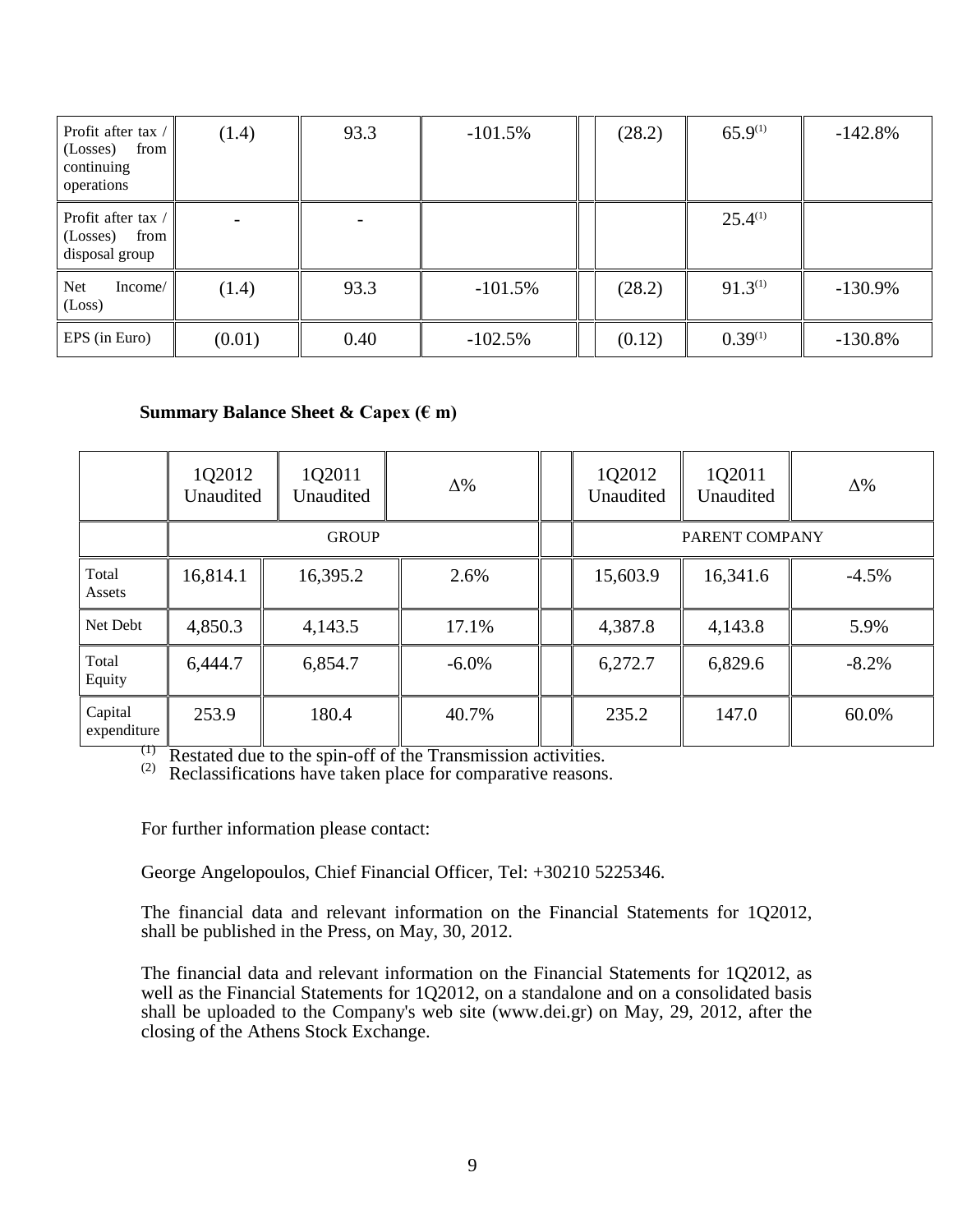| | | | | | | | |
|---|---|---|---|---|---|---|---|
| Profit after tax / (Losses) from continuing operations | (1.4) | 93.3 | -101.5% | | (28.2) | 65.9(1) | -142.8% |
| Profit after tax / (Losses) from disposal group | - | - | | | | 25.4(1) | |
| Net Income/ (Loss) | (1.4) | 93.3 | -101.5% | | (28.2) | 91.3(1) | -130.9% |
| EPS (in Euro) | (0.01) | 0.40 | -102.5% | | (0.12) | 0.39(1) | -130.8% |

**Summary Balance Sheet & Capex (€ m)**

| | 1Q2012 Unaudited | 1Q2011 Unaudited | Δ% | | 1Q2012 Unaudited | 1Q2011 Unaudited | Δ% |
|---|---|---|---|---|---|---|---|
| | GROUP | | | | PARENT COMPANY | | |
| Total Assets | 16,814.1 | 16,395.2 | 2.6% | | 15,603.9 | 16,341.6 | -4.5% |
| Net Debt | 4,850.3 | 4,143.5 | 17.1% | | 4,387.8 | 4,143.8 | 5.9% |
| Total Equity | 6,444.7 | 6,854.7 | -6.0% | | 6,272.7 | 6,829.6 | -8.2% |
| Capital expenditure | 253.9 | 180.4 | 40.7% | | 235.2 | 147.0 | 60.0% |

(1) Restated due to the spin-off of the Transmission activities.
(2) Reclassifications have taken place for comparative reasons.

For further information please contact:

George Angelopoulos, Chief Financial Officer, Tel: +30210 5225346.

The financial data and relevant information on the Financial Statements for 1Q2012, shall be published in the Press, on May, 30, 2012.

The financial data and relevant information on the Financial Statements for 1Q2012, as well as the Financial Statements for 1Q2012, on a standalone and on a consolidated basis shall be uploaded to the Company's web site (www.dei.gr) on May, 29, 2012, after the closing of the Athens Stock Exchange.